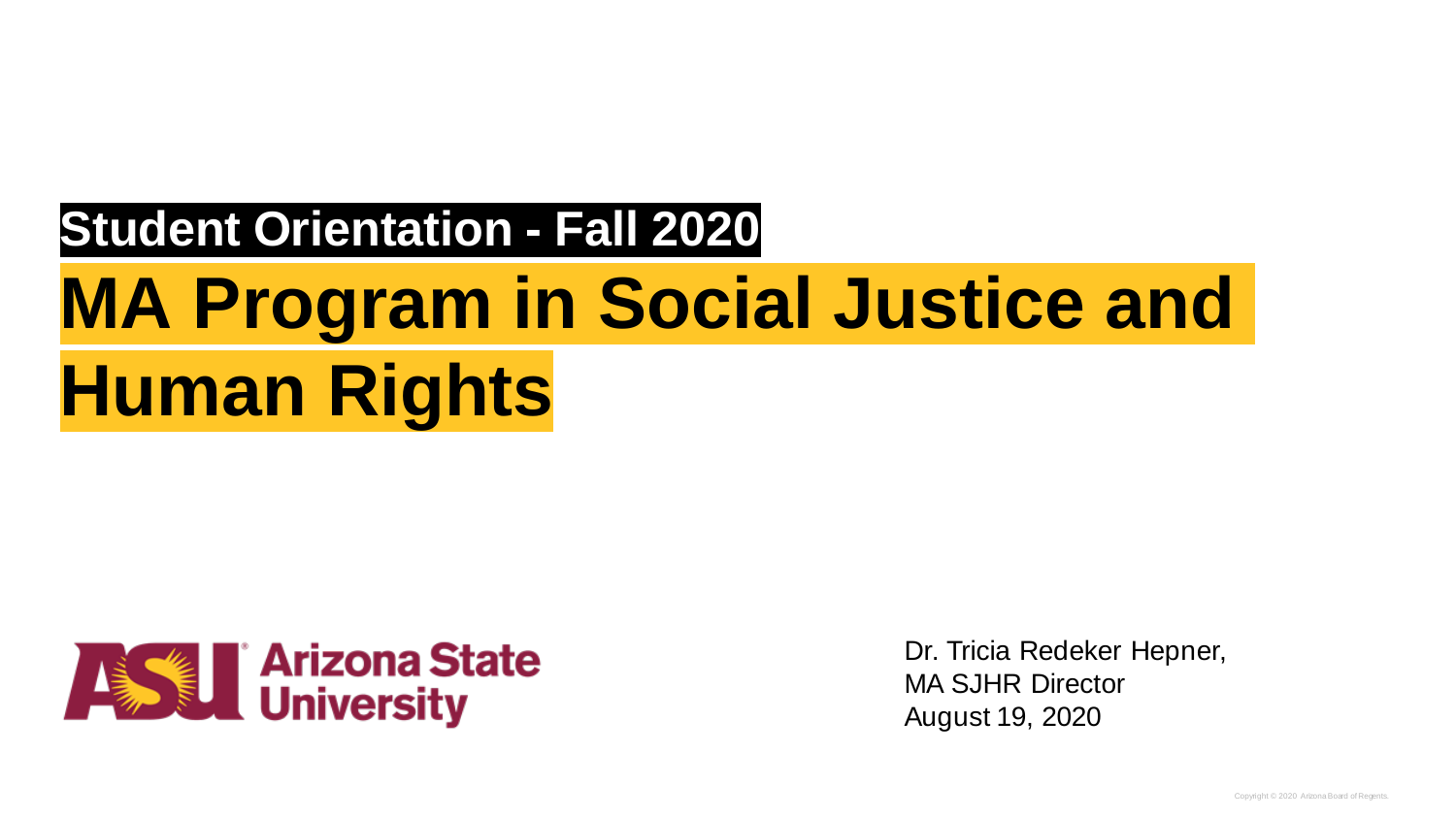## Student Orientation - Fall 2020

# MA Program in Social Justice and Human Rights

Arizona State University

Dr. Tricia Redeker Hepner,
MA SJHR Director
August 19, 2020

Copyright © 2020 Arizona Board of Regents.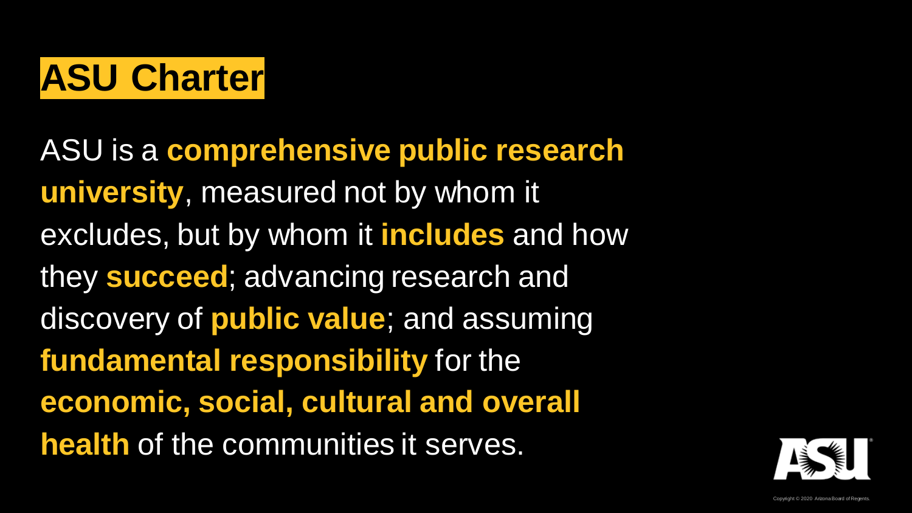# ASU Charter

ASU is a **comprehensive public research university**, measured not by whom it excludes, but by whom it **includes** and how they **succeed**; advancing research and discovery of **public value**; and assuming **fundamental responsibility** for the **economic, social, cultural and overall health** of the communities it serves.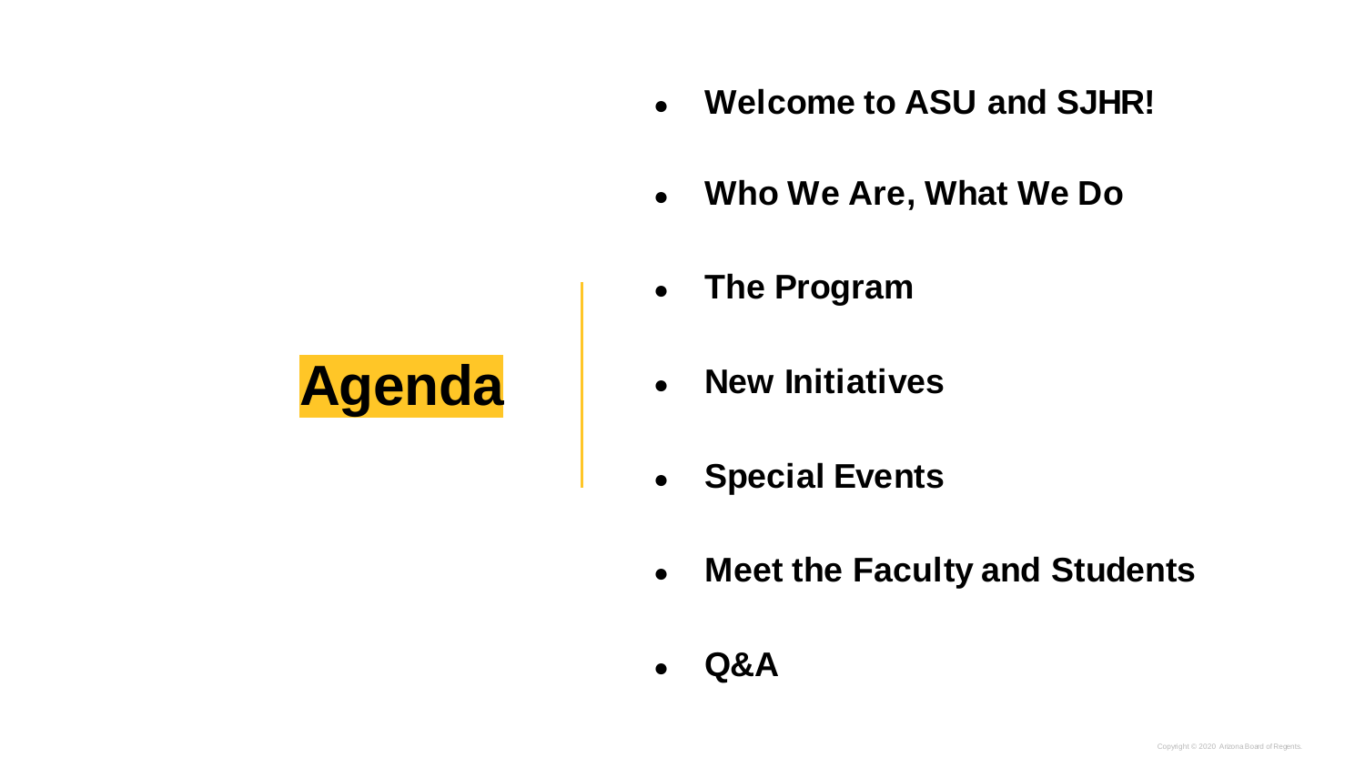# Agenda

- **Welcome to ASU and SJHR!**
- **Who We Are, What We Do**
- **The Program**
- **New Initiatives**
- **Special Events**
- **Meet the Faculty and Students**
- **Q&A**

Copyright © 2020 Arizona Board of Regents.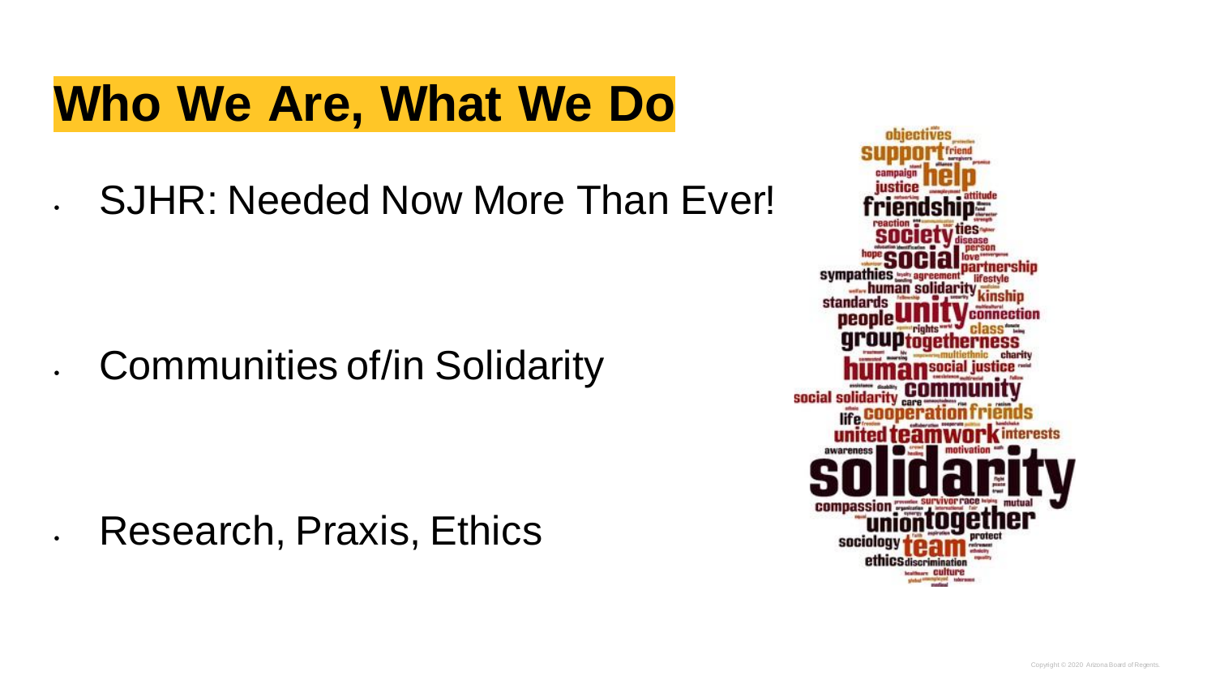# Who We Are, What We Do

- SJHR: Needed Now More Than Ever!
- Communities of/in Solidarity
- Research, Praxis, Ethics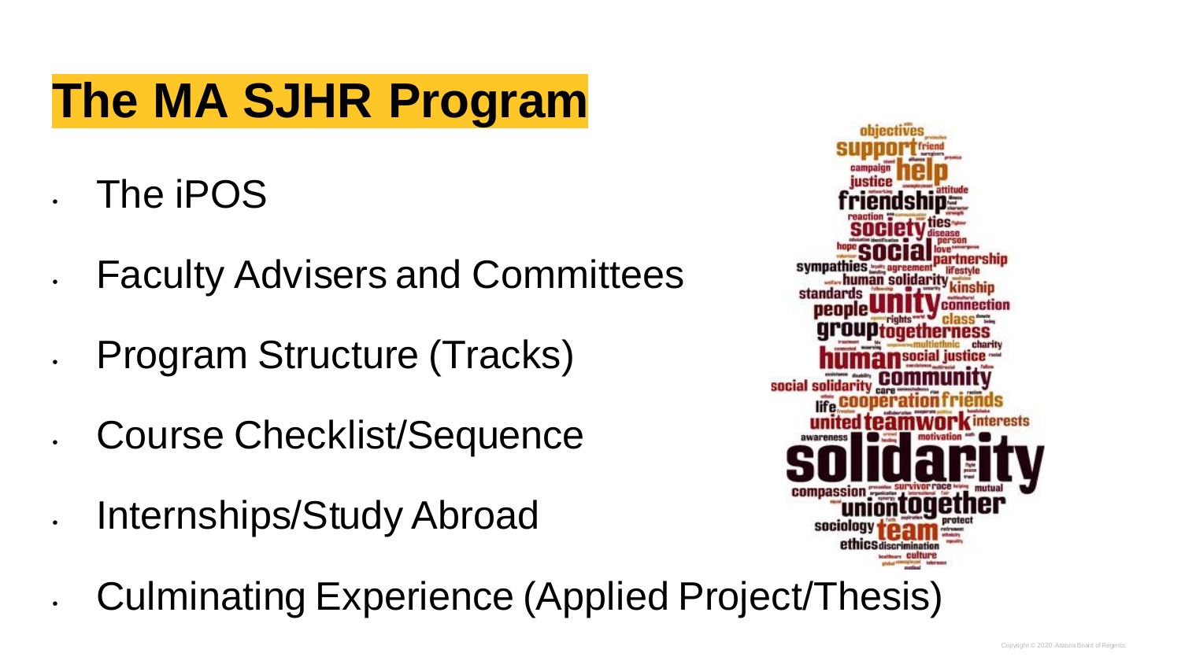# The MA SJHR Program

- The iPOS
- Faculty Advisers and Committees
- Program Structure (Tracks)
- Course Checklist/Sequence
- Internships/Study Abroad
- Culminating Experience (Applied Project/Thesis)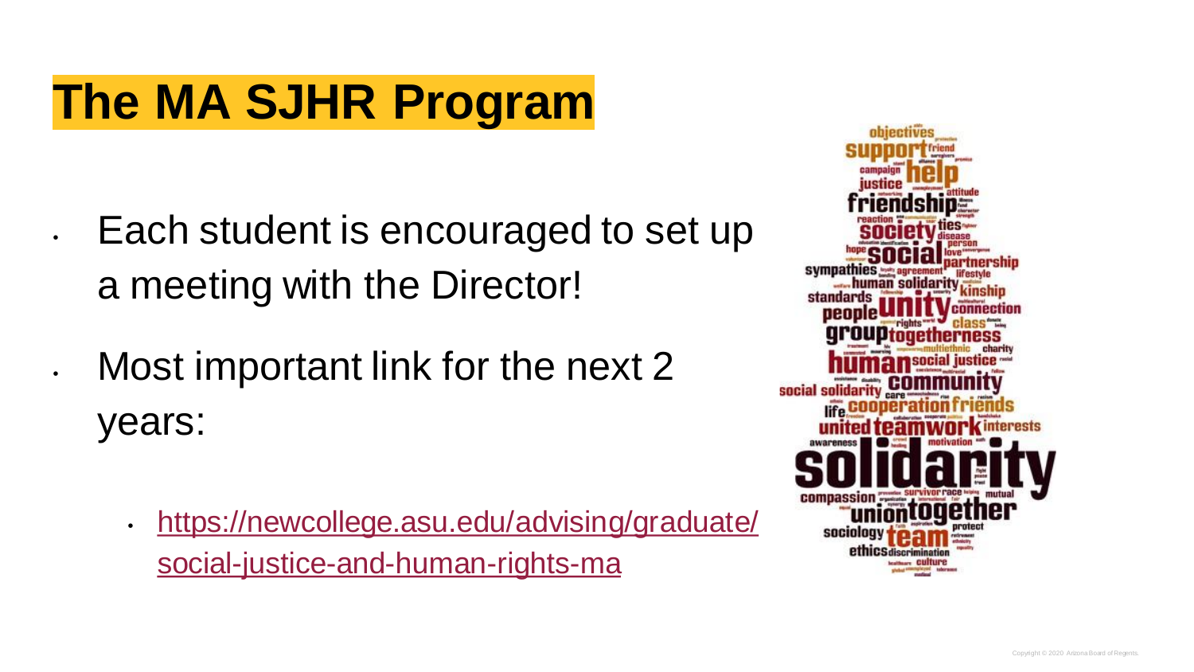# The MA SJHR Program

- Each student is encouraged to set up a meeting with the Director!
- Most important link for the next 2 years:
  - https://newcollege.asu.edu/advising/graduate/social-justice-and-human-rights-ma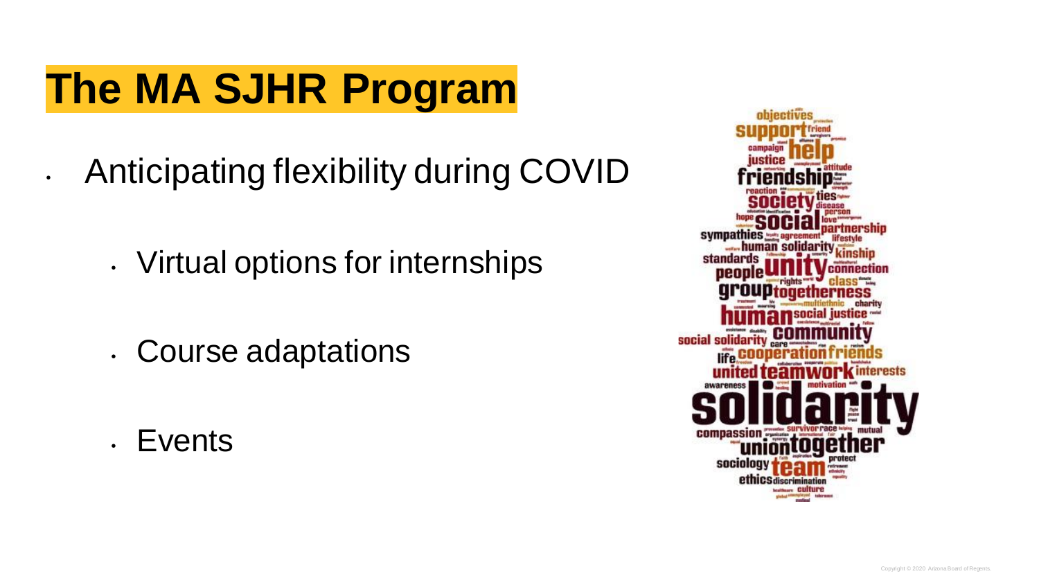# The MA SJHR Program

- Anticipating flexibility during COVID
  - Virtual options for internships
  - Course adaptations
  - Events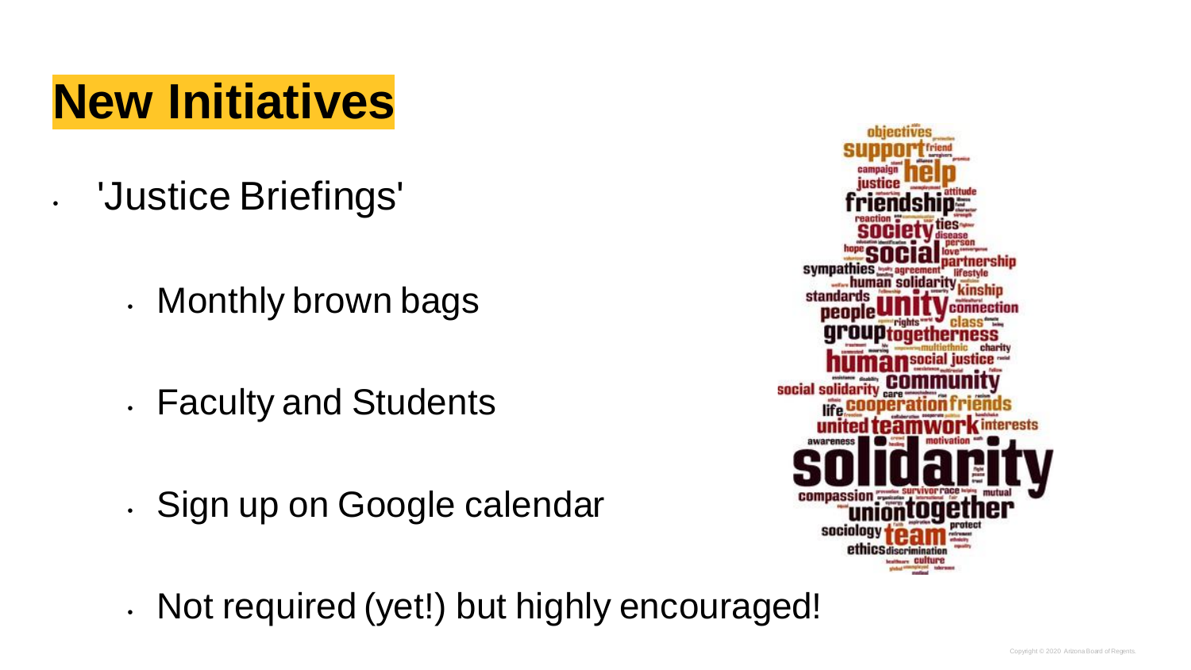# New Initiatives

- 'Justice Briefings'
  - Monthly brown bags
  - Faculty and Students
  - Sign up on Google calendar
  - Not required (yet!) but highly encouraged!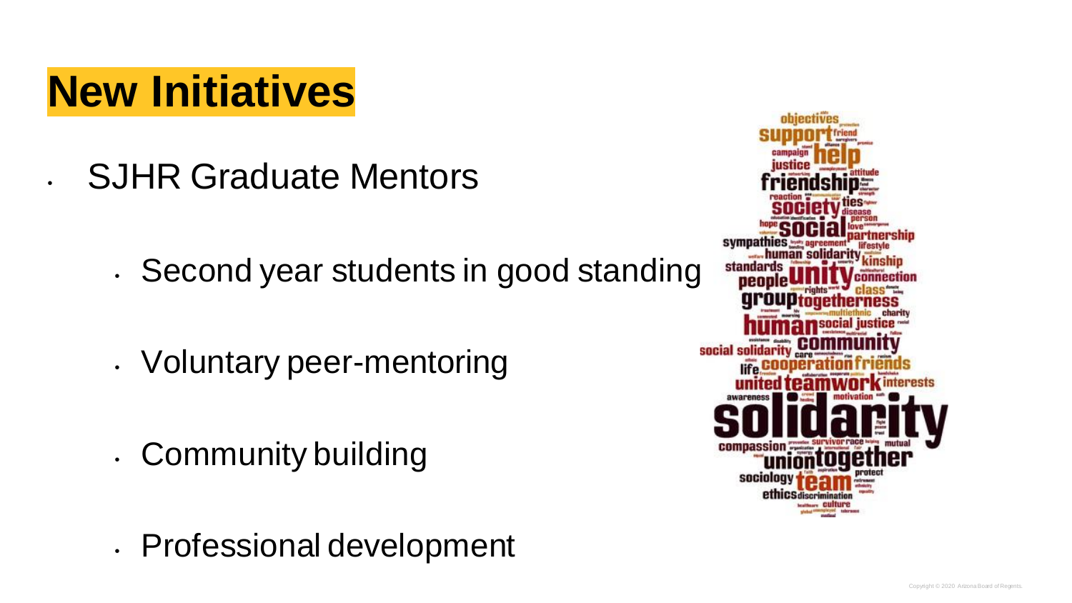# New Initiatives

- SJHR Graduate Mentors
  - Second year students in good standing
  - Voluntary peer-mentoring
  - Community building
  - Professional development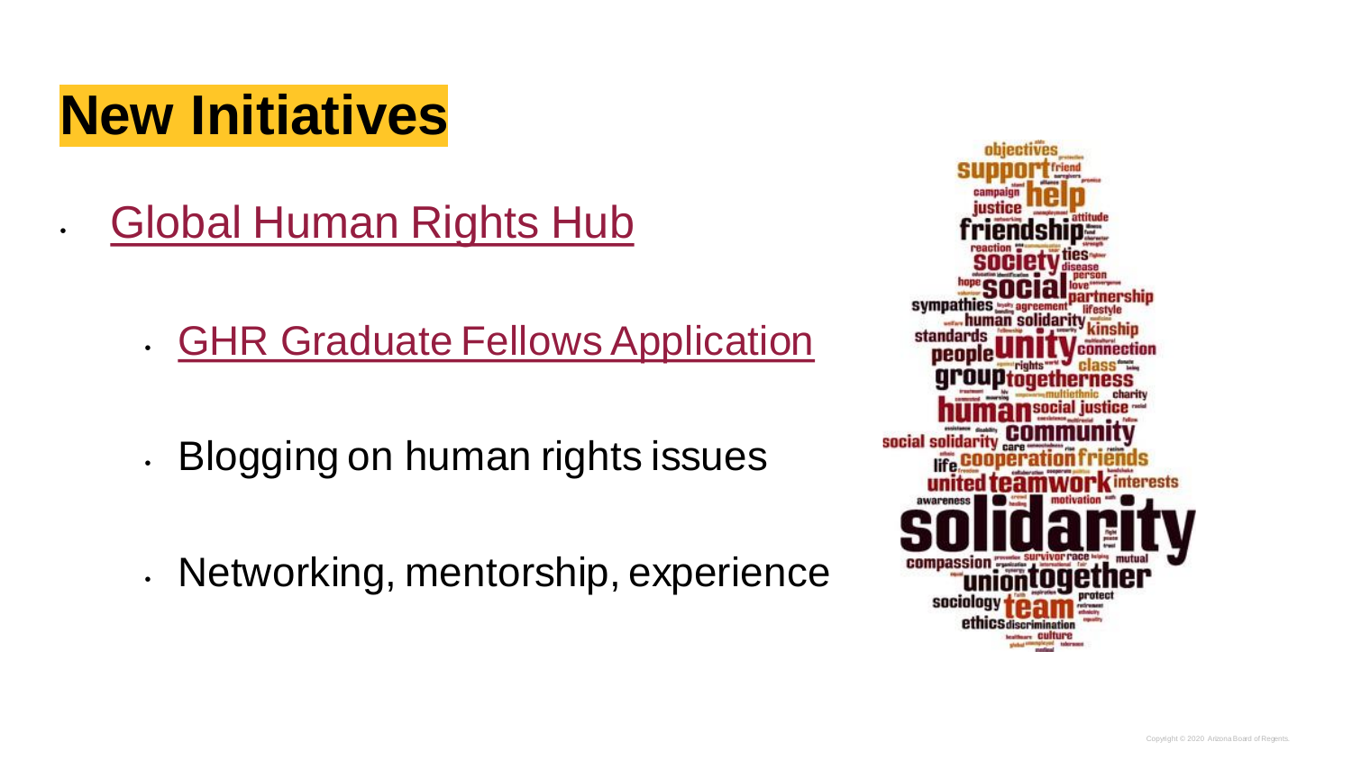# New Initiatives

- Global Human Rights Hub
  - GHR Graduate Fellows Application
  - Blogging on human rights issues
  - Networking, mentorship, experience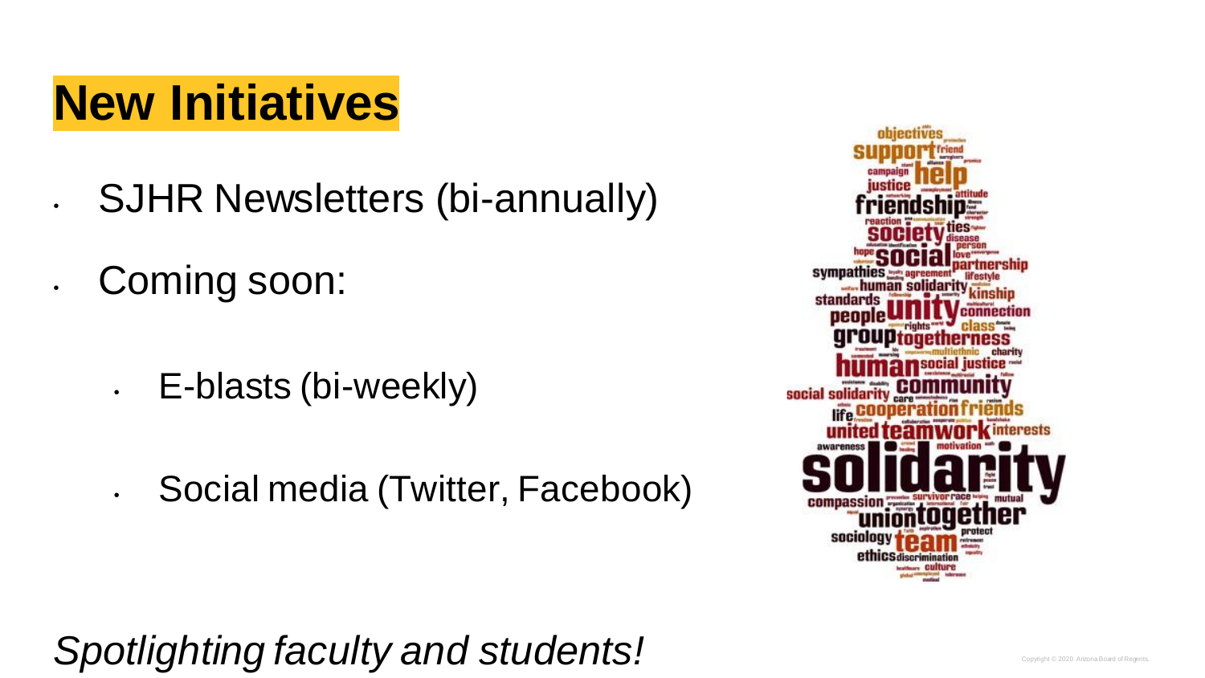# New Initiatives

- SJHR Newsletters (bi-annually)
- Coming soon:
  - E-blasts (bi-weekly)
  - Social media (Twitter, Facebook)

*Spotlighting faculty and students!*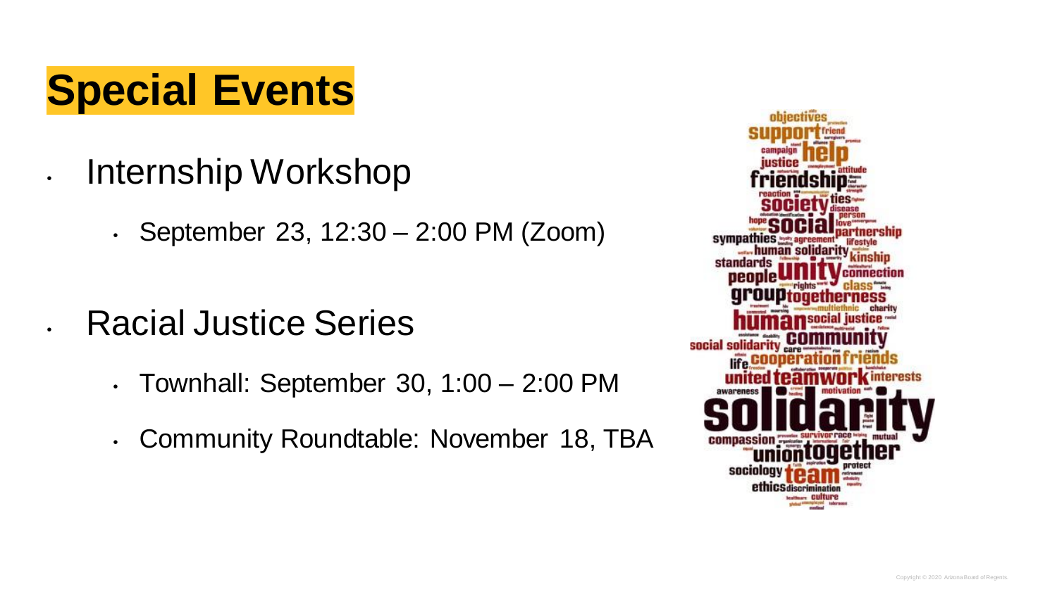# Special Events

- Internship Workshop
  - September 23, 12:30 – 2:00 PM (Zoom)
- Racial Justice Series
  - Townhall: September 30, 1:00 – 2:00 PM
  - Community Roundtable: November 18, TBA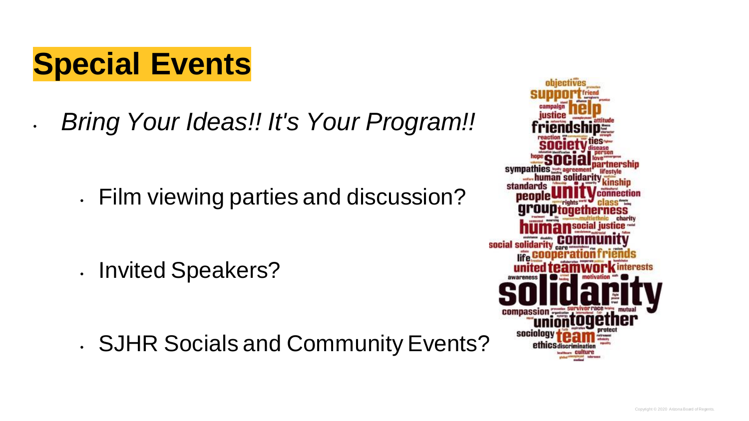# Special Events

- *Bring Your Ideas!! It's Your Program!!*
  - Film viewing parties and discussion?
  - Invited Speakers?
  - SJHR Socials and Community Events?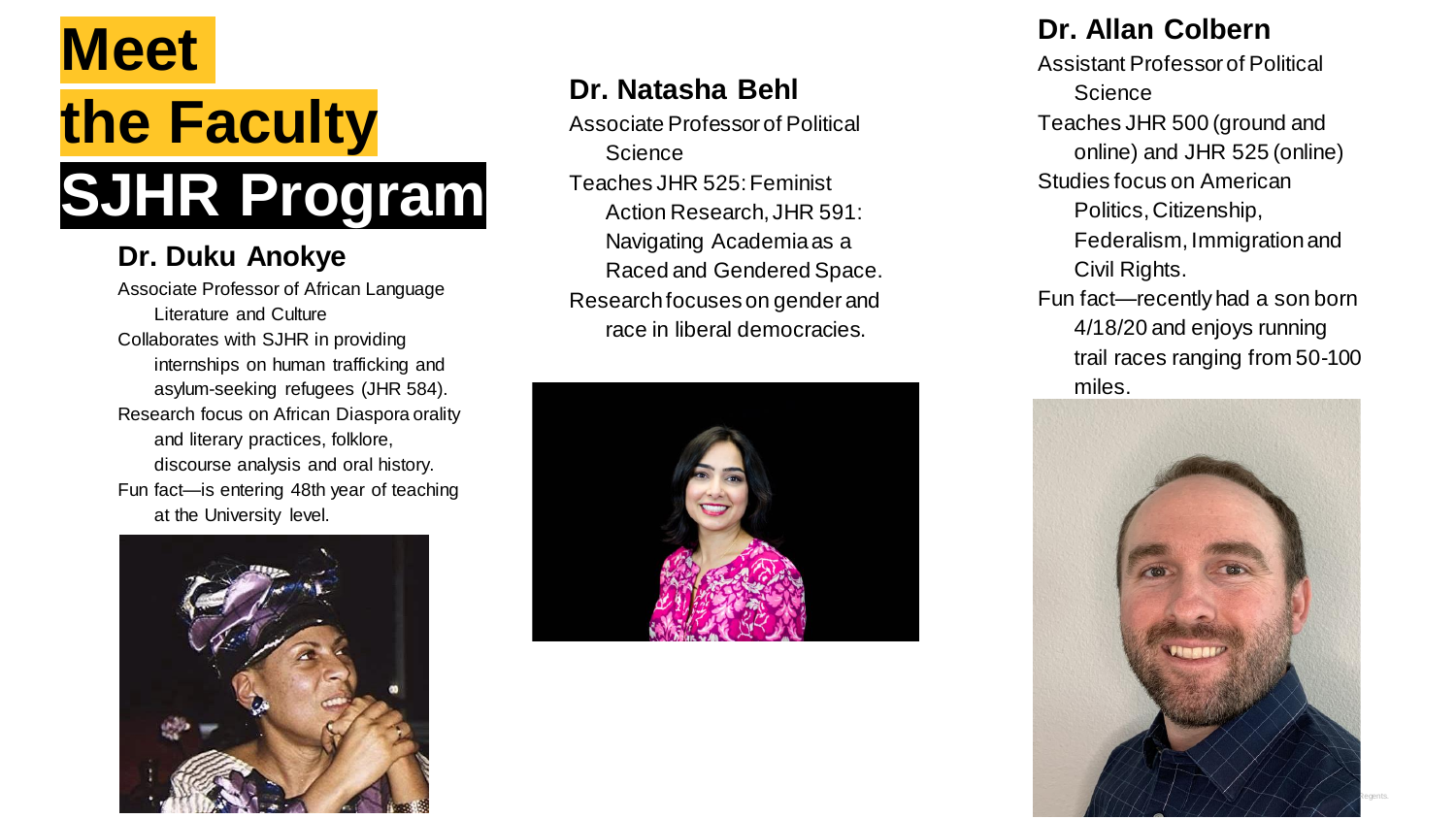# Meet the Faculty SJHR Program

## Dr. Duku Anokye

Associate Professor of African Language Literature and Culture

Collaborates with SJHR in providing internships on human trafficking and asylum-seeking refugees (JHR 584).

Research focus on African Diaspora orality and literary practices, folklore, discourse analysis and oral history.

Fun fact—is entering 48th year of teaching at the University level.

## Dr. Natasha Behl

Associate Professor of Political Science

Teaches JHR 525: Feminist Action Research, JHR 591: Navigating Academia as a Raced and Gendered Space.

Research focuses on gender and race in liberal democracies.

## Dr. Allan Colbern

Assistant Professor of Political Science

Teaches JHR 500 (ground and online) and JHR 525 (online)

Studies focus on American Politics, Citizenship, Federalism, Immigration and Civil Rights.

Fun fact—recently had a son born 4/18/20 and enjoys running trail races ranging from 50-100 miles.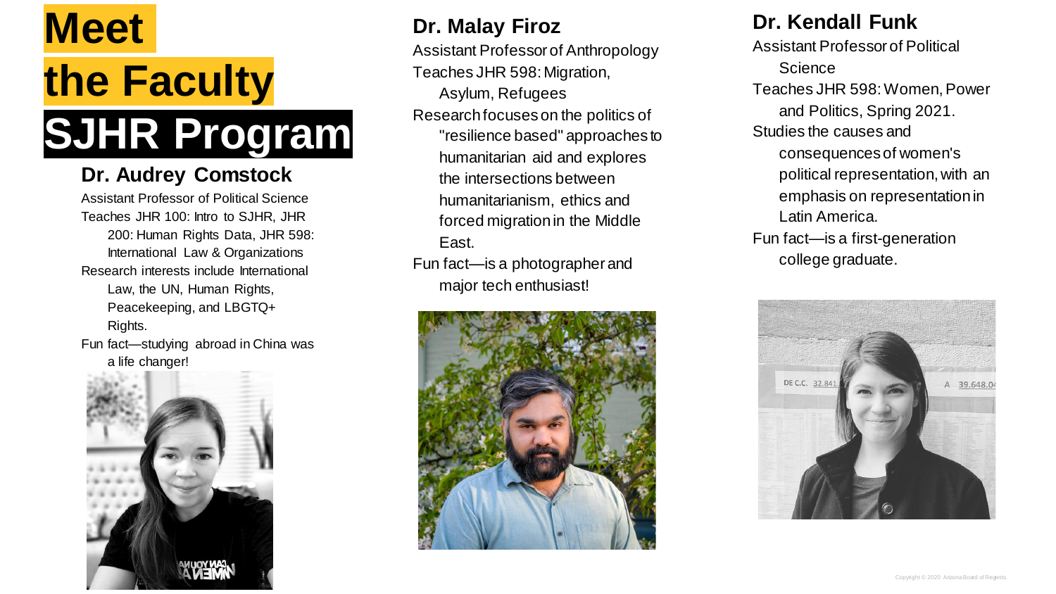# Meet the Faculty SJHR Program

## Dr. Audrey Comstock

Assistant Professor of Political Science

Teaches JHR 100: Intro to SJHR, JHR 200: Human Rights Data, JHR 598: International Law & Organizations

Research interests include International Law, the UN, Human Rights, Peacekeeping, and LBGTQ+ Rights.

Fun fact—studying abroad in China was a life changer!

## Dr. Malay Firoz

Assistant Professor of Anthropology

Teaches JHR 598: Migration, Asylum, Refugees

Research focuses on the politics of "resilience based" approaches to humanitarian aid and explores the intersections between humanitarianism, ethics and forced migration in the Middle East.

Fun fact—is a photographer and major tech enthusiast!

## Dr. Kendall Funk

Assistant Professor of Political Science

Teaches JHR 598: Women, Power and Politics, Spring 2021.

Studies the causes and consequences of women's political representation, with an emphasis on representation in Latin America.

Fun fact—is a first-generation college graduate.

Copyright © 2020 Arizona Board of Regents.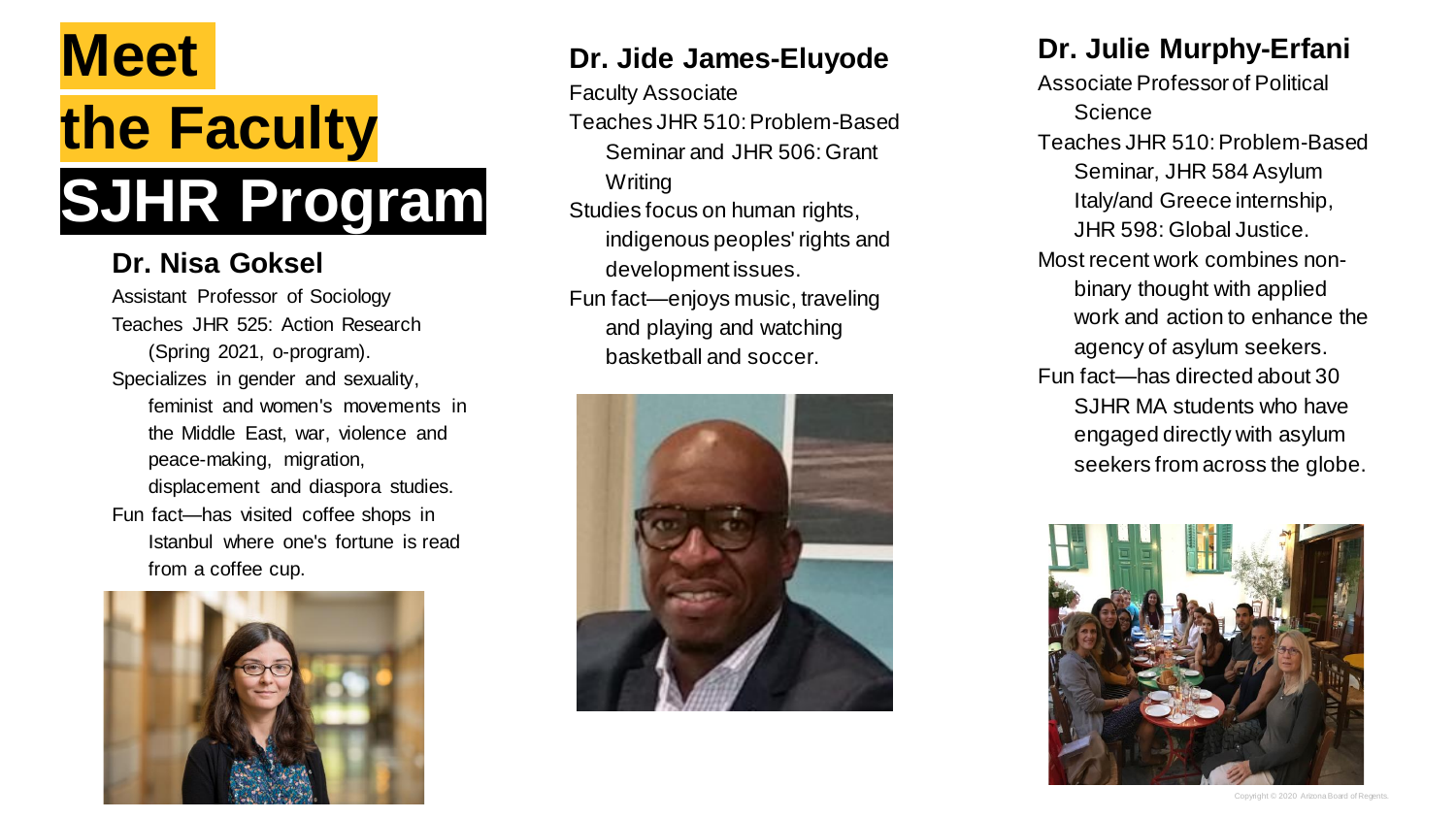# Meet the Faculty SJHR Program

## Dr. Nisa Goksel

Assistant Professor of Sociology

Teaches JHR 525: Action Research (Spring 2021, o-program).

Specializes in gender and sexuality, feminist and women's movements in the Middle East, war, violence and peace-making, migration, displacement and diaspora studies.

Fun fact—has visited coffee shops in Istanbul where one's fortune is read from a coffee cup.

## Dr. Jide James-Eluyode

Faculty Associate

Teaches JHR 510: Problem-Based Seminar and JHR 506: Grant Writing

Studies focus on human rights, indigenous peoples' rights and development issues.

Fun fact—enjoys music, traveling and playing and watching basketball and soccer.

## Dr. Julie Murphy-Erfani

Associate Professor of Political Science

Teaches JHR 510: Problem-Based Seminar, JHR 584 Asylum Italy/and Greece internship, JHR 598: Global Justice.

Most recent work combines non-binary thought with applied work and action to enhance the agency of asylum seekers.

Fun fact—has directed about 30 SJHR MA students who have engaged directly with asylum seekers from across the globe.

Copyright © 2020 Arizona Board of Regents.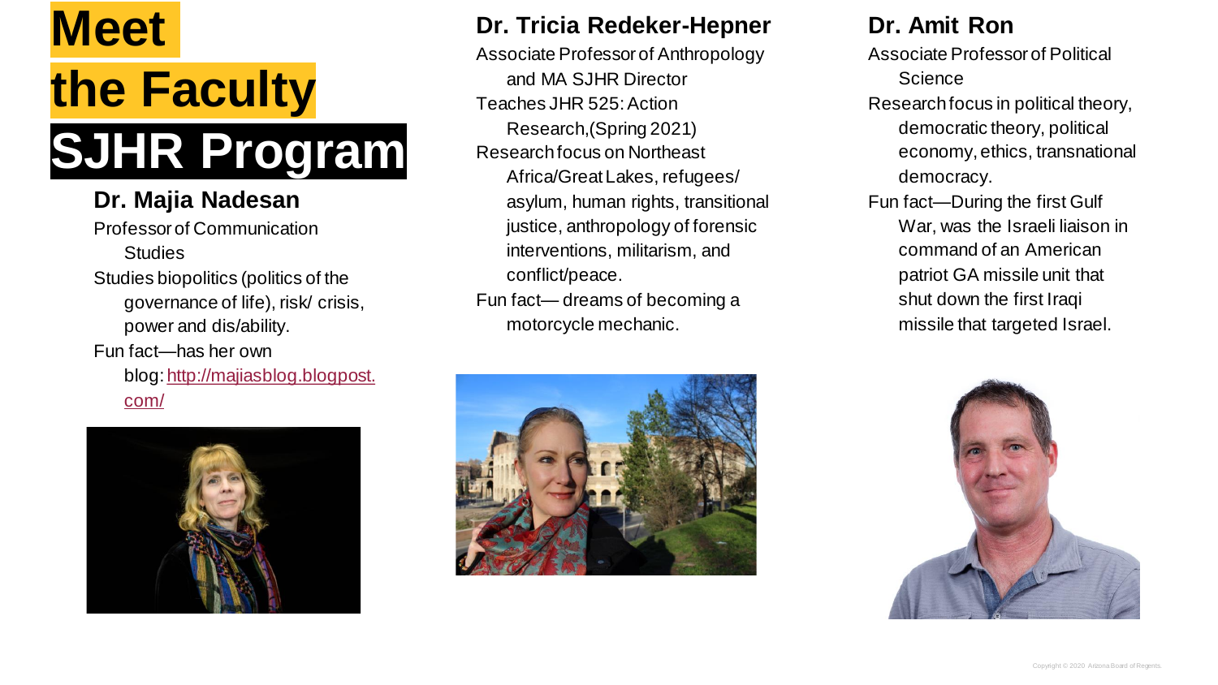# Meet the Faculty SJHR Program

## Dr. Majia Nadesan

- Professor of Communication Studies
- Studies biopolitics (politics of the governance of life), risk/ crisis, power and dis/ability.
- Fun fact—has her own blog: [http://majiasblog.blogpost.com/](http://majiasblog.blogpost.com/)

## Dr. Tricia Redeker-Hepner

- Associate Professor of Anthropology and MA SJHR Director
- Teaches JHR 525: Action Research,(Spring 2021)
- Research focus on Northeast Africa/Great Lakes, refugees/ asylum, human rights, transitional justice, anthropology of forensic interventions, militarism, and conflict/peace.
- Fun fact— dreams of becoming a motorcycle mechanic.

## Dr. Amit Ron

- Associate Professor of Political Science
- Research focus in political theory, democratic theory, political economy, ethics, transnational democracy.
- Fun fact—During the first Gulf War, was the Israeli liaison in command of an American patriot GA missile unit that shut down the first Iraqi missile that targeted Israel.

Copyright © 2020 Arizona Board of Regents.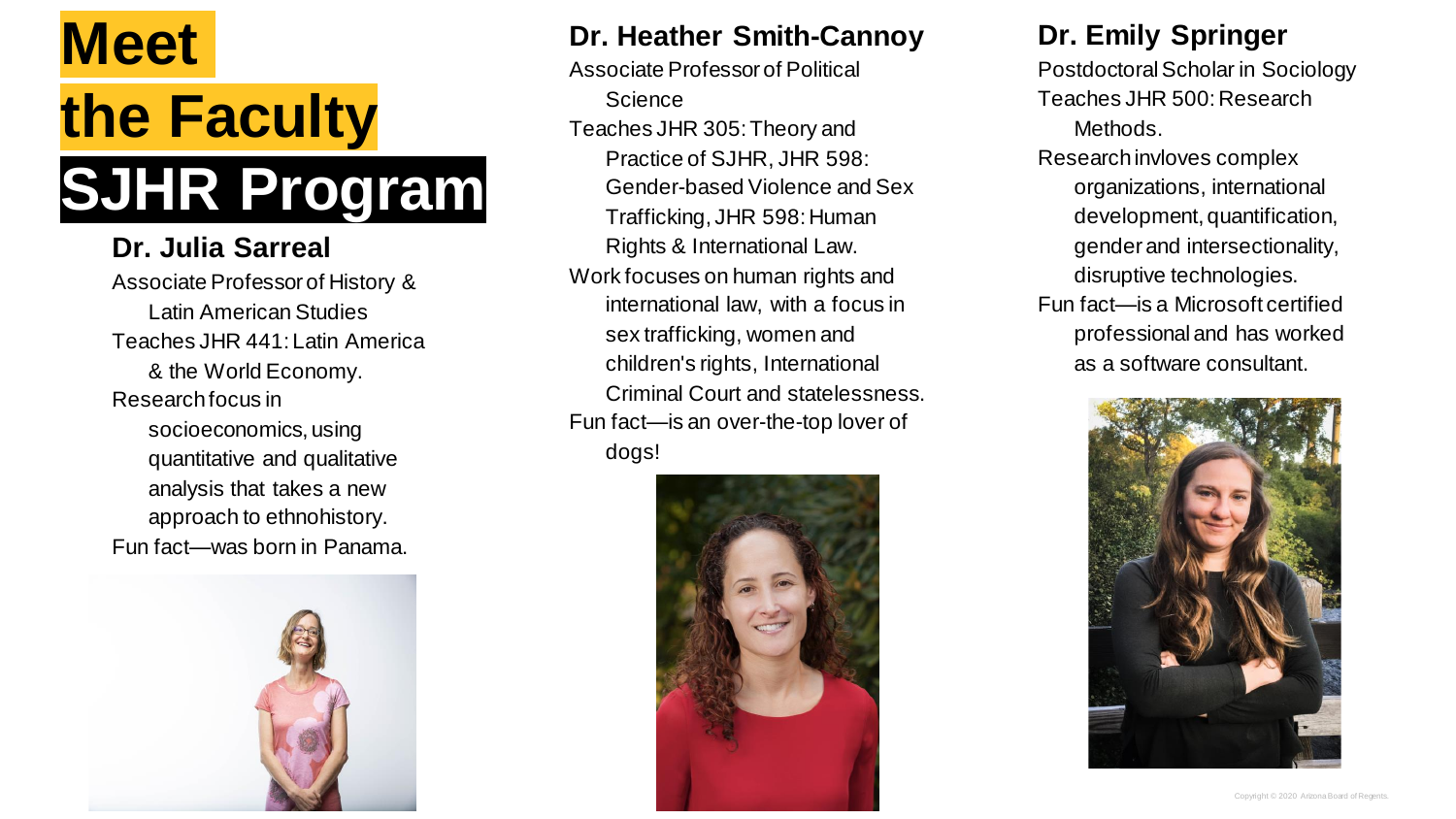# Meet the Faculty SJHR Program

## Dr. Julia Sarreal

Associate Professor of History & Latin American Studies

Teaches JHR 441: Latin America & the World Economy.

Research focus in socioeconomics, using quantitative and qualitative analysis that takes a new approach to ethnohistory.

Fun fact—was born in Panama.

## Dr. Heather Smith-Cannoy

Associate Professor of Political Science

Teaches JHR 305: Theory and Practice of SJHR, JHR 598: Gender-based Violence and Sex Trafficking, JHR 598: Human Rights & International Law.

Work focuses on human rights and international law, with a focus in sex trafficking, women and children's rights, International Criminal Court and statelessness.

Fun fact—is an over-the-top lover of dogs!

## Dr. Emily Springer

Postdoctoral Scholar in Sociology

Teaches JHR 500: Research Methods.

Research invloves complex organizations, international development, quantification, gender and intersectionality, disruptive technologies.

Fun fact—is a Microsoft certified professional and has worked as a software consultant.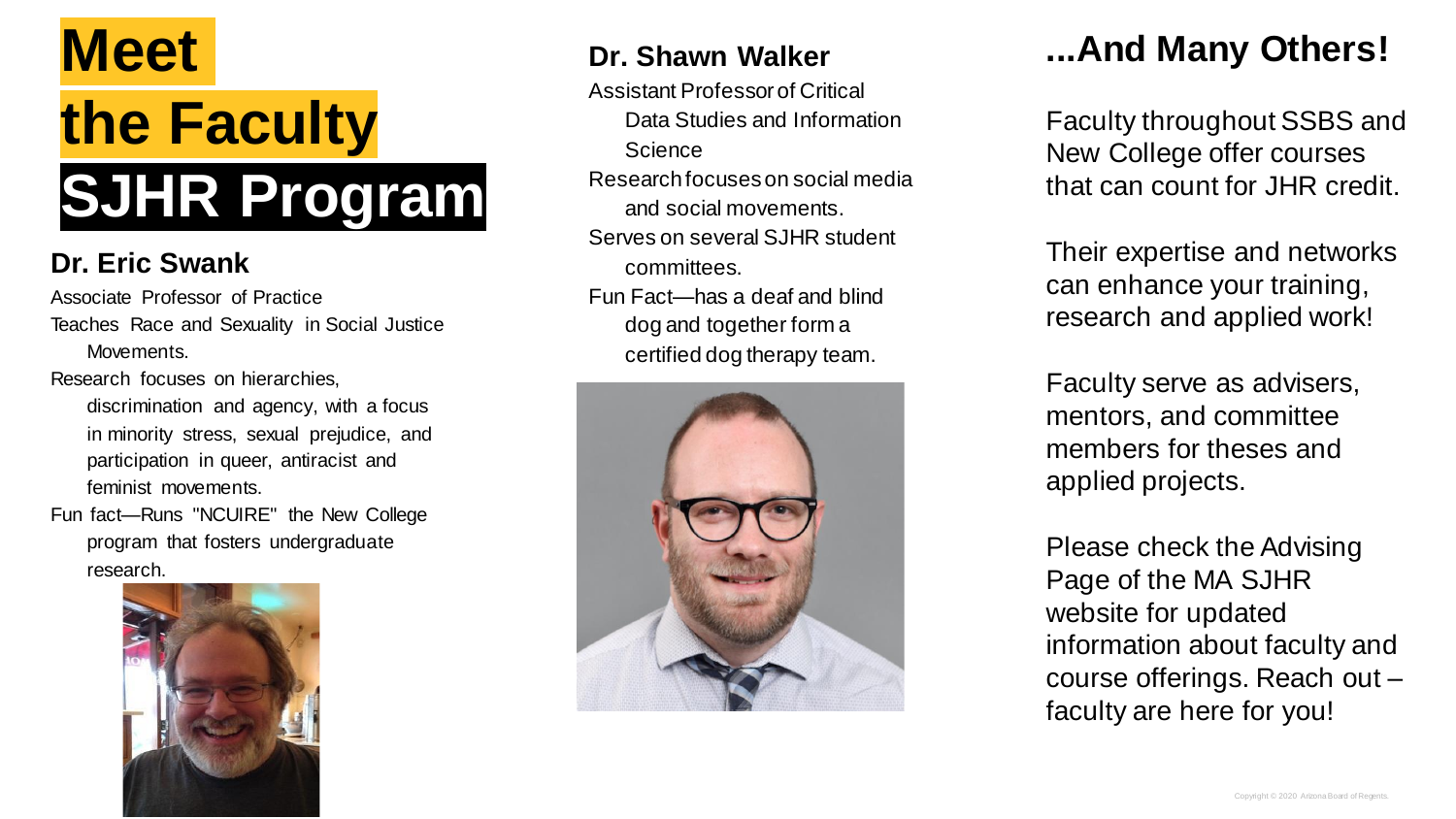# Meet the Faculty SJHR Program

## Dr. Eric Swank

Associate Professor of Practice

Teaches Race and Sexuality in Social Justice Movements.

Research focuses on hierarchies, discrimination and agency, with a focus in minority stress, sexual prejudice, and participation in queer, antiracist and feminist movements.

Fun fact—Runs "NCUIRE" the New College program that fosters undergraduate research.

## Dr. Shawn Walker

Assistant Professor of Critical Data Studies and Information Science

Research focuses on social media and social movements.

Serves on several SJHR student committees.

Fun Fact—has a deaf and blind dog and together form a certified dog therapy team.

## ...And Many Others!

Faculty throughout SSBS and New College offer courses that can count for JHR credit.

Their expertise and networks can enhance your training, research and applied work!

Faculty serve as advisers, mentors, and committee members for theses and applied projects.

Please check the Advising Page of the MA SJHR website for updated information about faculty and course offerings. Reach out – faculty are here for you!

Copyright © 2020 Arizona Board of Regents.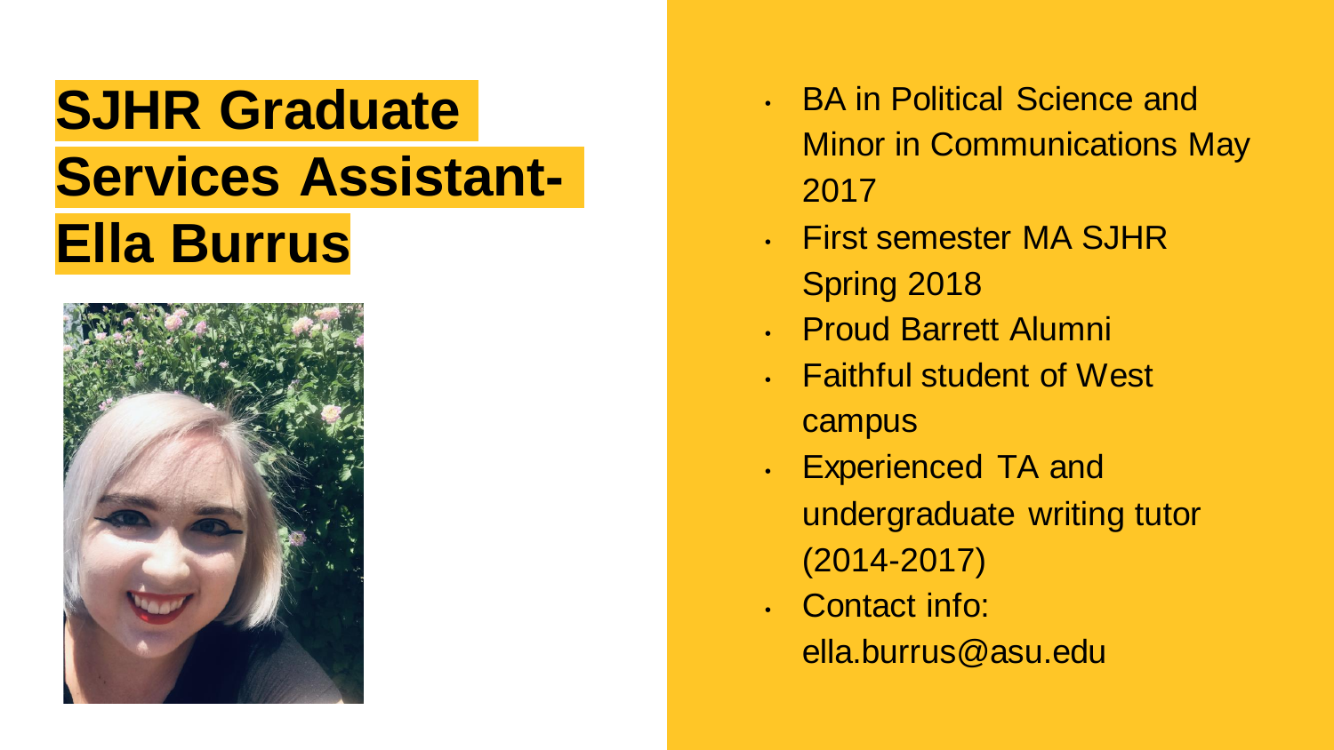# SJHR Graduate Services Assistant- Ella Burrus

- BA in Political Science and Minor in Communications May 2017
- First semester MA SJHR Spring 2018
- Proud Barrett Alumni
- Faithful student of West campus
- Experienced TA and undergraduate writing tutor (2014-2017)
- Contact info: ella.burrus@asu.edu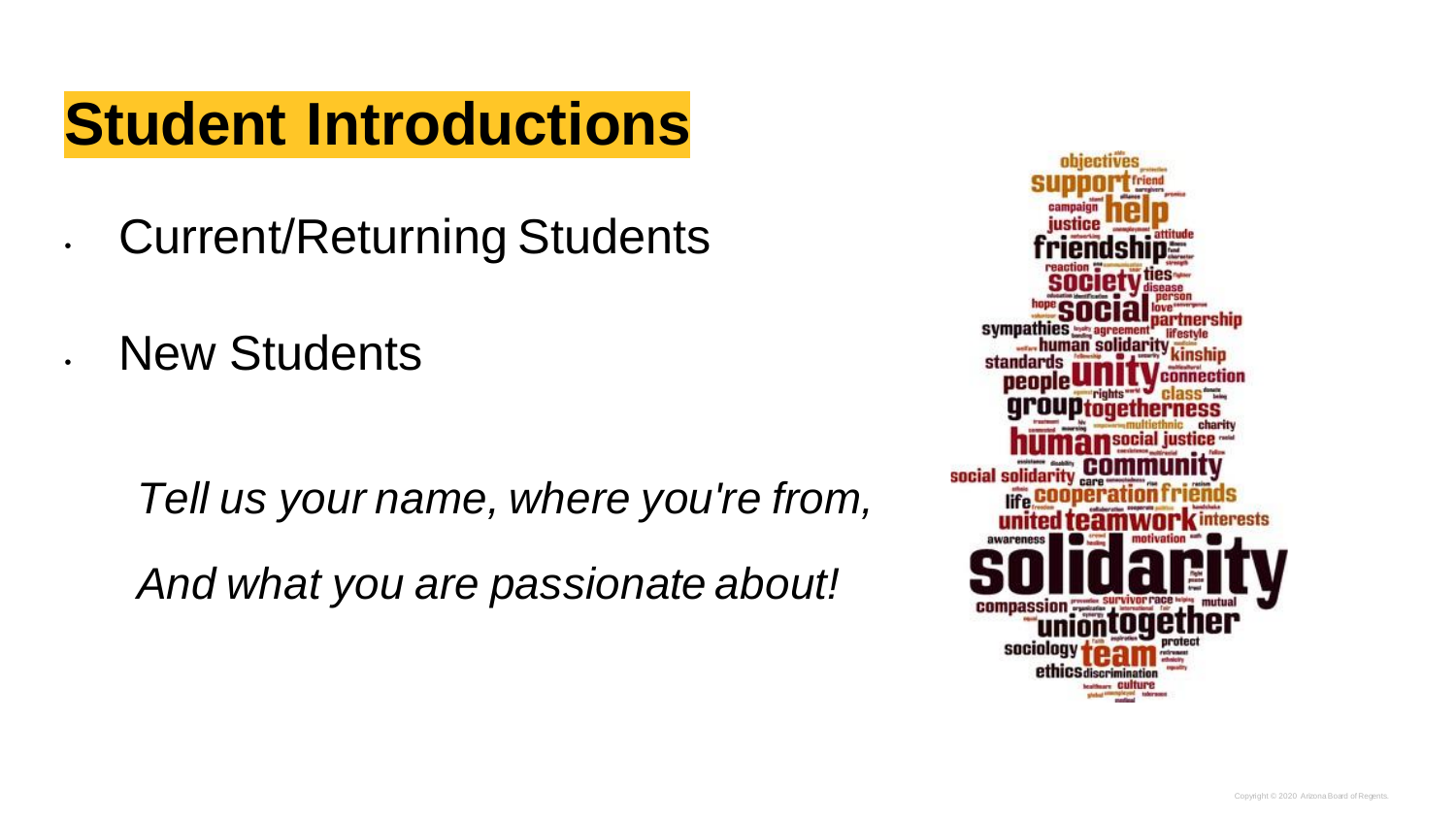# Student Introductions

- Current/Returning Students
- New Students

*Tell us your name, where you're from,*

*And what you are passionate about!*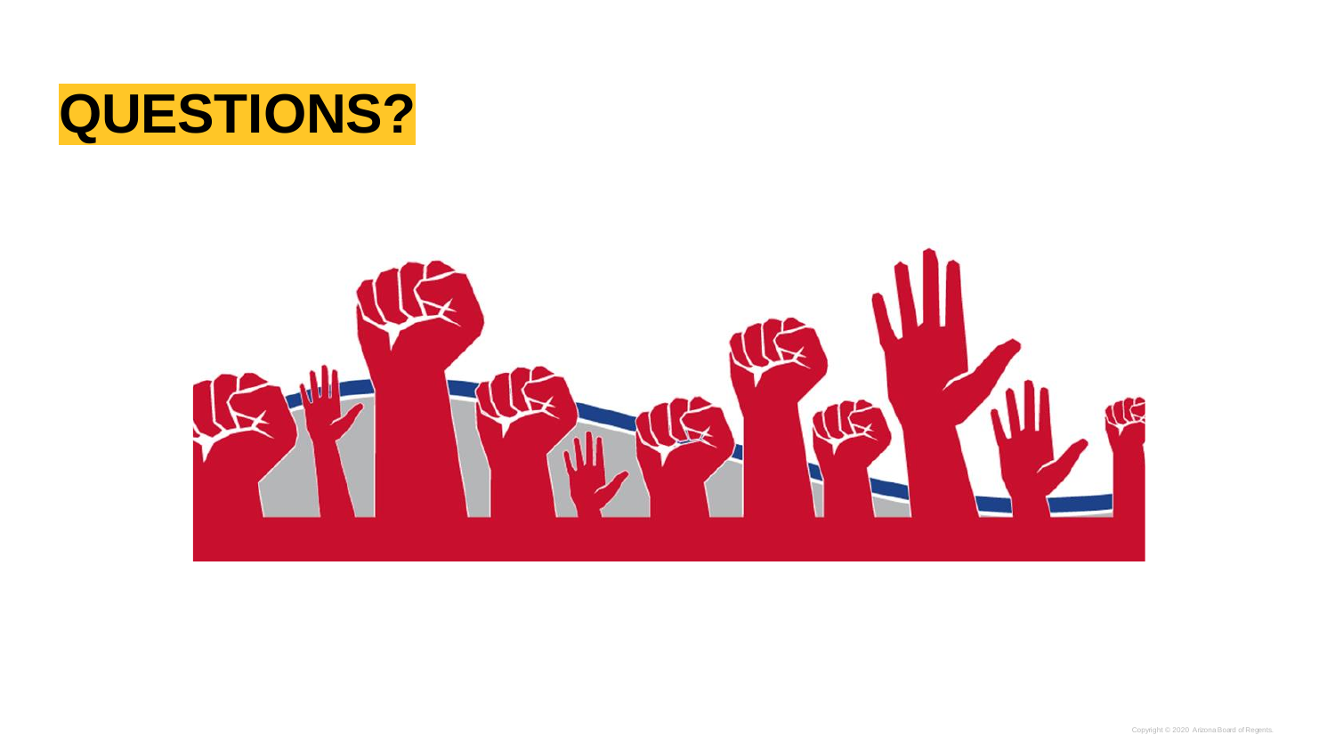# QUESTIONS?